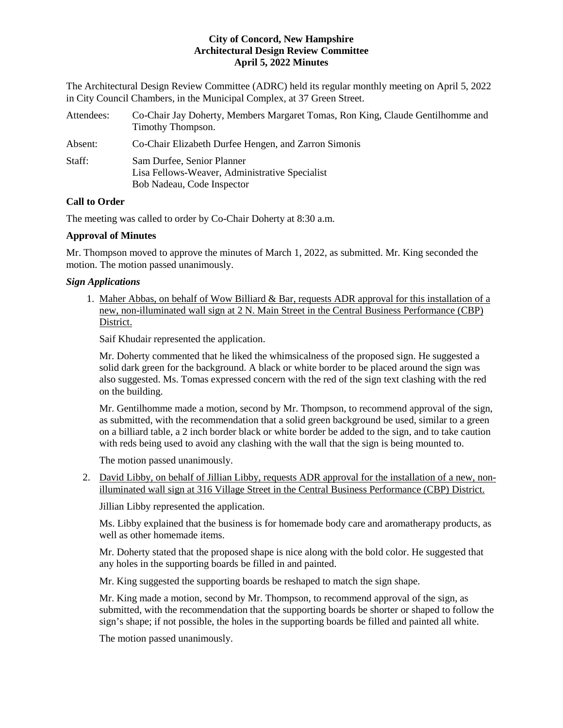**City of Concord, New Hampshire**
**Architectural Design Review Committee**
**April 5, 2022 Minutes**

The Architectural Design Review Committee (ADRC) held its regular monthly meeting on April 5, 2022 in City Council Chambers, in the Municipal Complex, at 37 Green Street.

Attendees: Co-Chair Jay Doherty, Members Margaret Tomas, Ron King, Claude Gentilhomme and Timothy Thompson.

Absent: Co-Chair Elizabeth Durfee Hengen, and Zarron Simonis

Staff: Sam Durfee, Senior Planner
Lisa Fellows-Weaver, Administrative Specialist
Bob Nadeau, Code Inspector

### Call to Order

The meeting was called to order by Co-Chair Doherty at 8:30 a.m.

### Approval of Minutes

Mr. Thompson moved to approve the minutes of March 1, 2022, as submitted. Mr. King seconded the motion. The motion passed unanimously.

### *Sign Applications*

1. Maher Abbas, on behalf of Wow Billiard & Bar, requests ADR approval for this installation of a new, non-illuminated wall sign at 2 N. Main Street in the Central Business Performance (CBP) District.

   Saif Khudair represented the application.

   Mr. Doherty commented that he liked the whimsicalness of the proposed sign. He suggested a solid dark green for the background. A black or white border to be placed around the sign was also suggested. Ms. Tomas expressed concern with the red of the sign text clashing with the red on the building.

   Mr. Gentilhomme made a motion, second by Mr. Thompson, to recommend approval of the sign, as submitted, with the recommendation that a solid green background be used, similar to a green on a billiard table, a 2 inch border black or white border be added to the sign, and to take caution with reds being used to avoid any clashing with the wall that the sign is being mounted to.

   The motion passed unanimously.

2. David Libby, on behalf of Jillian Libby, requests ADR approval for the installation of a new, non-illuminated wall sign at 316 Village Street in the Central Business Performance (CBP) District.

   Jillian Libby represented the application.

   Ms. Libby explained that the business is for homemade body care and aromatherapy products, as well as other homemade items.

   Mr. Doherty stated that the proposed shape is nice along with the bold color. He suggested that any holes in the supporting boards be filled in and painted.

   Mr. King suggested the supporting boards be reshaped to match the sign shape.

   Mr. King made a motion, second by Mr. Thompson, to recommend approval of the sign, as submitted, with the recommendation that the supporting boards be shorter or shaped to follow the sign's shape; if not possible, the holes in the supporting boards be filled and painted all white.

   The motion passed unanimously.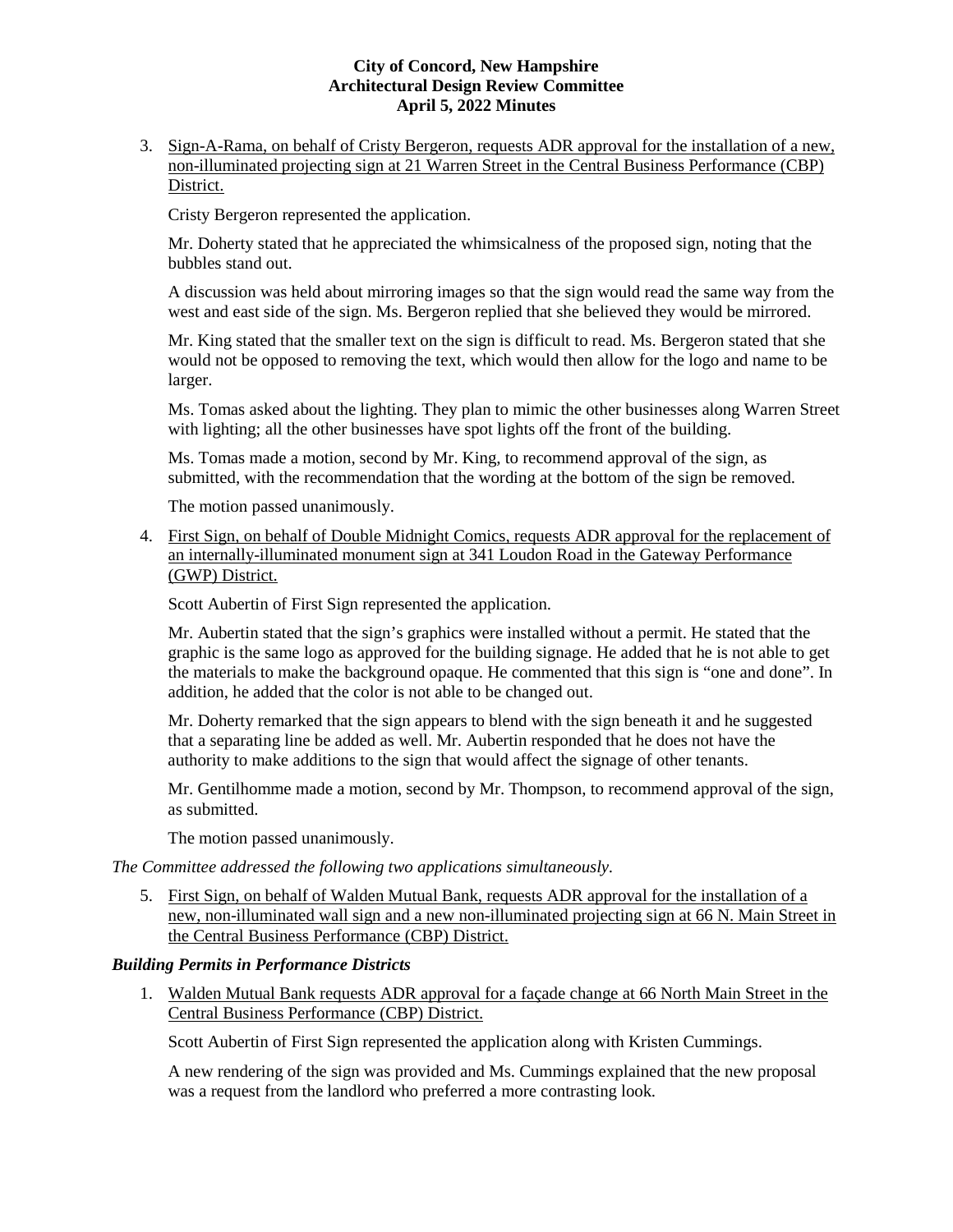3. Sign-A-Rama, on behalf of Cristy Bergeron, requests ADR approval for the installation of a new, non-illuminated projecting sign at 21 Warren Street in the Central Business Performance (CBP) District.

   Cristy Bergeron represented the application.

   Mr. Doherty stated that he appreciated the whimsicalness of the proposed sign, noting that the bubbles stand out.

   A discussion was held about mirroring images so that the sign would read the same way from the west and east side of the sign. Ms. Bergeron replied that she believed they would be mirrored.

   Mr. King stated that the smaller text on the sign is difficult to read. Ms. Bergeron stated that she would not be opposed to removing the text, which would then allow for the logo and name to be larger.

   Ms. Tomas asked about the lighting. They plan to mimic the other businesses along Warren Street with lighting; all the other businesses have spot lights off the front of the building.

   Ms. Tomas made a motion, second by Mr. King, to recommend approval of the sign, as submitted, with the recommendation that the wording at the bottom of the sign be removed.

   The motion passed unanimously.

4. First Sign, on behalf of Double Midnight Comics, requests ADR approval for the replacement of an internally-illuminated monument sign at 341 Loudon Road in the Gateway Performance (GWP) District.

   Scott Aubertin of First Sign represented the application.

   Mr. Aubertin stated that the sign's graphics were installed without a permit. He stated that the graphic is the same logo as approved for the building signage. He added that he is not able to get the materials to make the background opaque. He commented that this sign is "one and done". In addition, he added that the color is not able to be changed out.

   Mr. Doherty remarked that the sign appears to blend with the sign beneath it and he suggested that a separating line be added as well. Mr. Aubertin responded that he does not have the authority to make additions to the sign that would affect the signage of other tenants.

   Mr. Gentilhomme made a motion, second by Mr. Thompson, to recommend approval of the sign, as submitted.

   The motion passed unanimously.

*The Committee addressed the following two applications simultaneously.*

5. First Sign, on behalf of Walden Mutual Bank, requests ADR approval for the installation of a new, non-illuminated wall sign and a new non-illuminated projecting sign at 66 N. Main Street in the Central Business Performance (CBP) District.

### *Building Permits in Performance Districts*

1. Walden Mutual Bank requests ADR approval for a façade change at 66 North Main Street in the Central Business Performance (CBP) District.

   Scott Aubertin of First Sign represented the application along with Kristen Cummings.

   A new rendering of the sign was provided and Ms. Cummings explained that the new proposal was a request from the landlord who preferred a more contrasting look.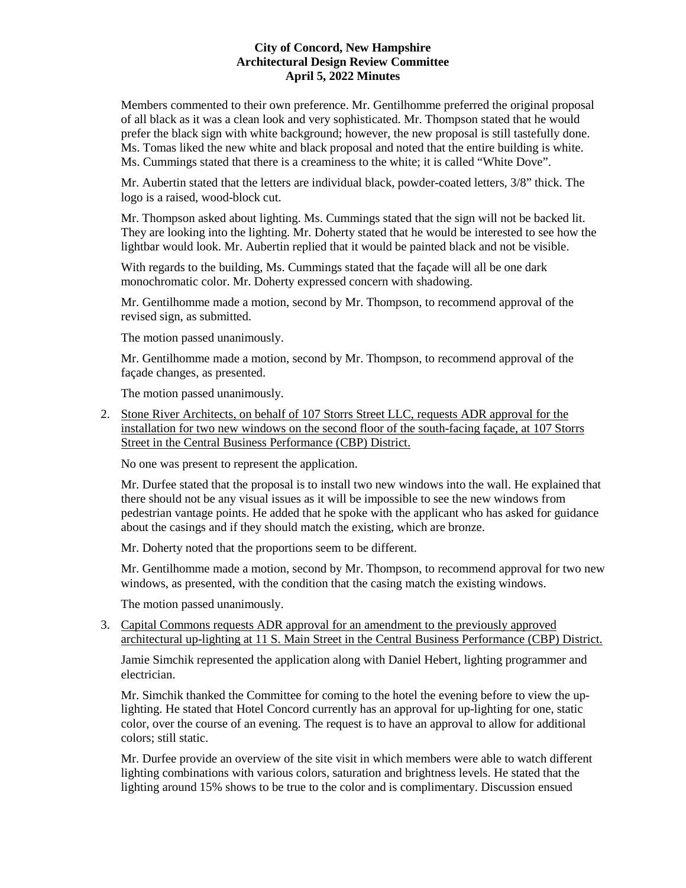Members commented to their own preference. Mr. Gentilhomme preferred the original proposal of all black as it was a clean look and very sophisticated. Mr. Thompson stated that he would prefer the black sign with white background; however, the new proposal is still tastefully done. Ms. Tomas liked the new white and black proposal and noted that the entire building is white. Ms. Cummings stated that there is a creaminess to the white; it is called "White Dove".

Mr. Aubertin stated that the letters are individual black, powder-coated letters, 3/8" thick. The logo is a raised, wood-block cut.

Mr. Thompson asked about lighting. Ms. Cummings stated that the sign will not be backed lit. They are looking into the lighting. Mr. Doherty stated that he would be interested to see how the lightbar would look. Mr. Aubertin replied that it would be painted black and not be visible.

With regards to the building, Ms. Cummings stated that the façade will all be one dark monochromatic color. Mr. Doherty expressed concern with shadowing.

Mr. Gentilhomme made a motion, second by Mr. Thompson, to recommend approval of the revised sign, as submitted.

The motion passed unanimously.

Mr. Gentilhomme made a motion, second by Mr. Thompson, to recommend approval of the façade changes, as presented.

The motion passed unanimously.

2. Stone River Architects, on behalf of 107 Storrs Street LLC, requests ADR approval for the installation for two new windows on the second floor of the south-facing façade, at 107 Storrs Street in the Central Business Performance (CBP) District.

   No one was present to represent the application.

   Mr. Durfee stated that the proposal is to install two new windows into the wall. He explained that there should not be any visual issues as it will be impossible to see the new windows from pedestrian vantage points. He added that he spoke with the applicant who has asked for guidance about the casings and if they should match the existing, which are bronze.

   Mr. Doherty noted that the proportions seem to be different.

   Mr. Gentilhomme made a motion, second by Mr. Thompson, to recommend approval for two new windows, as presented, with the condition that the casing match the existing windows.

   The motion passed unanimously.

3. Capital Commons requests ADR approval for an amendment to the previously approved architectural up-lighting at 11 S. Main Street in the Central Business Performance (CBP) District.

   Jamie Simchik represented the application along with Daniel Hebert, lighting programmer and electrician.

   Mr. Simchik thanked the Committee for coming to the hotel the evening before to view the up-lighting. He stated that Hotel Concord currently has an approval for up-lighting for one, static color, over the course of an evening. The request is to have an approval to allow for additional colors; still static.

   Mr. Durfee provide an overview of the site visit in which members were able to watch different lighting combinations with various colors, saturation and brightness levels. He stated that the lighting around 15% shows to be true to the color and is complimentary. Discussion ensued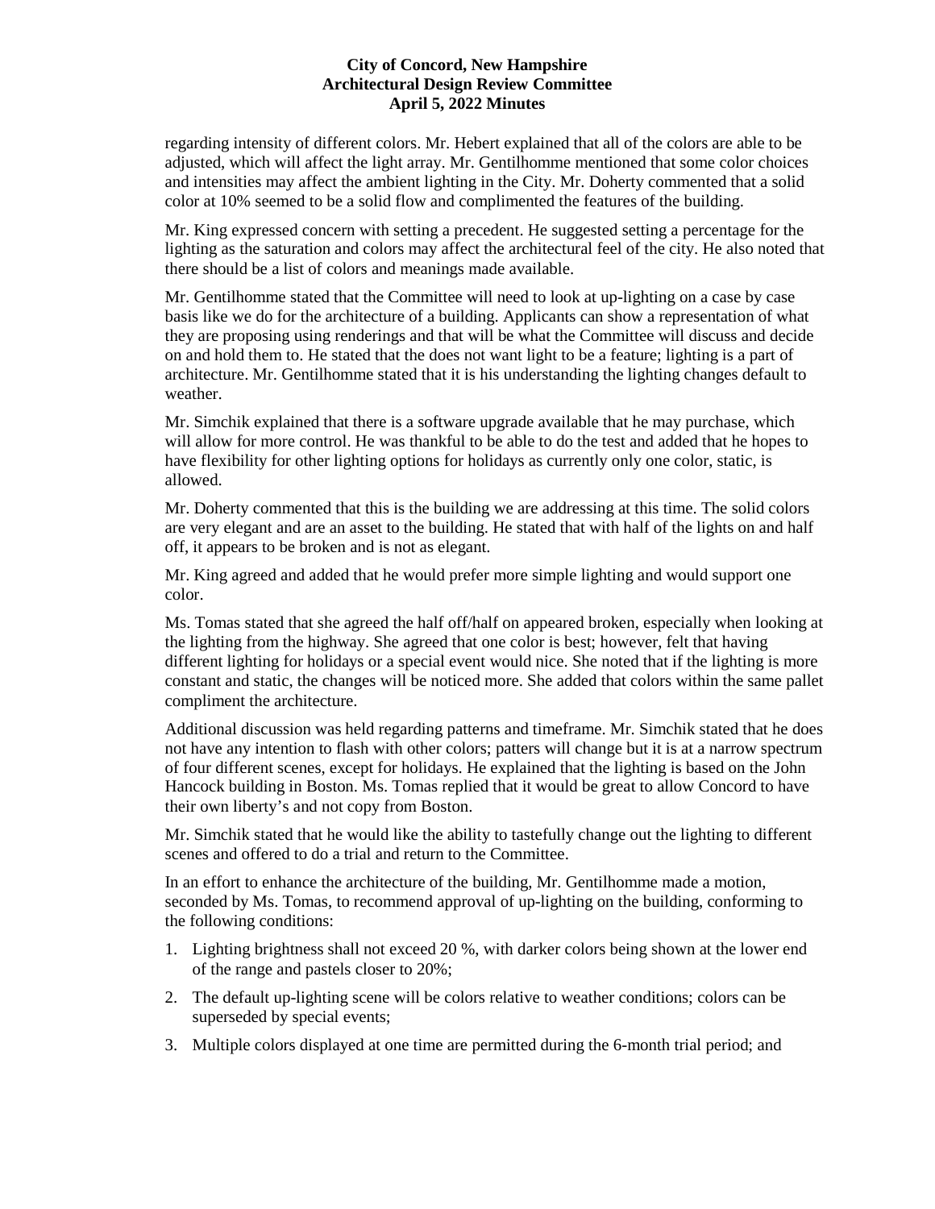regarding intensity of different colors. Mr. Hebert explained that all of the colors are able to be adjusted, which will affect the light array. Mr. Gentilhomme mentioned that some color choices and intensities may affect the ambient lighting in the City. Mr. Doherty commented that a solid color at 10% seemed to be a solid flow and complimented the features of the building.

Mr. King expressed concern with setting a precedent. He suggested setting a percentage for the lighting as the saturation and colors may affect the architectural feel of the city. He also noted that there should be a list of colors and meanings made available.

Mr. Gentilhomme stated that the Committee will need to look at up-lighting on a case by case basis like we do for the architecture of a building. Applicants can show a representation of what they are proposing using renderings and that will be what the Committee will discuss and decide on and hold them to. He stated that the does not want light to be a feature; lighting is a part of architecture. Mr. Gentilhomme stated that it is his understanding the lighting changes default to weather.

Mr. Simchik explained that there is a software upgrade available that he may purchase, which will allow for more control. He was thankful to be able to do the test and added that he hopes to have flexibility for other lighting options for holidays as currently only one color, static, is allowed.

Mr. Doherty commented that this is the building we are addressing at this time. The solid colors are very elegant and are an asset to the building. He stated that with half of the lights on and half off, it appears to be broken and is not as elegant.

Mr. King agreed and added that he would prefer more simple lighting and would support one color.

Ms. Tomas stated that she agreed the half off/half on appeared broken, especially when looking at the lighting from the highway. She agreed that one color is best; however, felt that having different lighting for holidays or a special event would nice. She noted that if the lighting is more constant and static, the changes will be noticed more. She added that colors within the same pallet compliment the architecture.

Additional discussion was held regarding patterns and timeframe. Mr. Simchik stated that he does not have any intention to flash with other colors; patters will change but it is at a narrow spectrum of four different scenes, except for holidays. He explained that the lighting is based on the John Hancock building in Boston. Ms. Tomas replied that it would be great to allow Concord to have their own liberty's and not copy from Boston.

Mr. Simchik stated that he would like the ability to tastefully change out the lighting to different scenes and offered to do a trial and return to the Committee.

In an effort to enhance the architecture of the building, Mr. Gentilhomme made a motion, seconded by Ms. Tomas, to recommend approval of up-lighting on the building, conforming to the following conditions:

1. Lighting brightness shall not exceed 20 %, with darker colors being shown at the lower end of the range and pastels closer to 20%;
2. The default up-lighting scene will be colors relative to weather conditions; colors can be superseded by special events;
3. Multiple colors displayed at one time are permitted during the 6-month trial period; and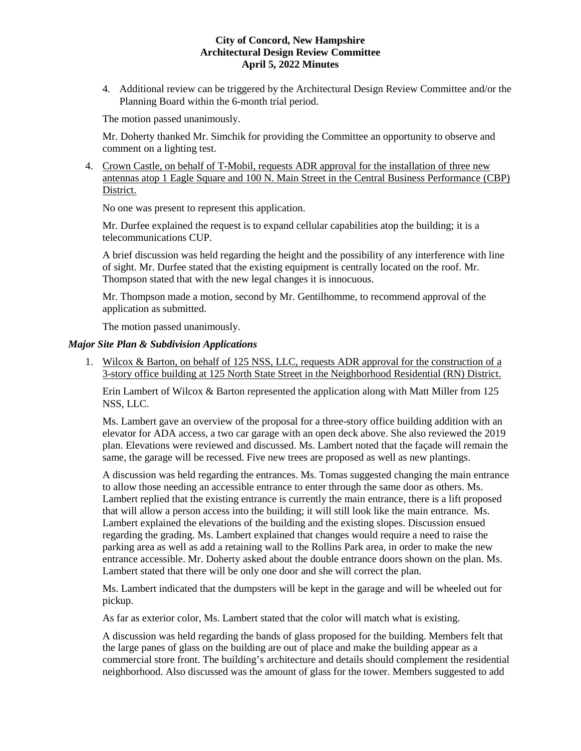4. Additional review can be triggered by the Architectural Design Review Committee and/or the Planning Board within the 6-month trial period.

The motion passed unanimously.

Mr. Doherty thanked Mr. Simchik for providing the Committee an opportunity to observe and comment on a lighting test.

4. Crown Castle, on behalf of T-Mobil, requests ADR approval for the installation of three new antennas atop 1 Eagle Square and 100 N. Main Street in the Central Business Performance (CBP) District.

No one was present to represent this application.

Mr. Durfee explained the request is to expand cellular capabilities atop the building; it is a telecommunications CUP.

A brief discussion was held regarding the height and the possibility of any interference with line of sight. Mr. Durfee stated that the existing equipment is centrally located on the roof. Mr. Thompson stated that with the new legal changes it is innocuous.

Mr. Thompson made a motion, second by Mr. Gentilhomme, to recommend approval of the application as submitted.

The motion passed unanimously.

***Major Site Plan & Subdivision Applications***

1. Wilcox & Barton, on behalf of 125 NSS, LLC, requests ADR approval for the construction of a 3-story office building at 125 North State Street in the Neighborhood Residential (RN) District.

Erin Lambert of Wilcox & Barton represented the application along with Matt Miller from 125 NSS, LLC.

Ms. Lambert gave an overview of the proposal for a three-story office building addition with an elevator for ADA access, a two car garage with an open deck above. She also reviewed the 2019 plan. Elevations were reviewed and discussed. Ms. Lambert noted that the façade will remain the same, the garage will be recessed. Five new trees are proposed as well as new plantings.

A discussion was held regarding the entrances. Ms. Tomas suggested changing the main entrance to allow those needing an accessible entrance to enter through the same door as others. Ms. Lambert replied that the existing entrance is currently the main entrance, there is a lift proposed that will allow a person access into the building; it will still look like the main entrance. Ms. Lambert explained the elevations of the building and the existing slopes. Discussion ensued regarding the grading. Ms. Lambert explained that changes would require a need to raise the parking area as well as add a retaining wall to the Rollins Park area, in order to make the new entrance accessible. Mr. Doherty asked about the double entrance doors shown on the plan. Ms. Lambert stated that there will be only one door and she will correct the plan.

Ms. Lambert indicated that the dumpsters will be kept in the garage and will be wheeled out for pickup.

As far as exterior color, Ms. Lambert stated that the color will match what is existing.

A discussion was held regarding the bands of glass proposed for the building. Members felt that the large panes of glass on the building are out of place and make the building appear as a commercial store front. The building's architecture and details should complement the residential neighborhood. Also discussed was the amount of glass for the tower. Members suggested to add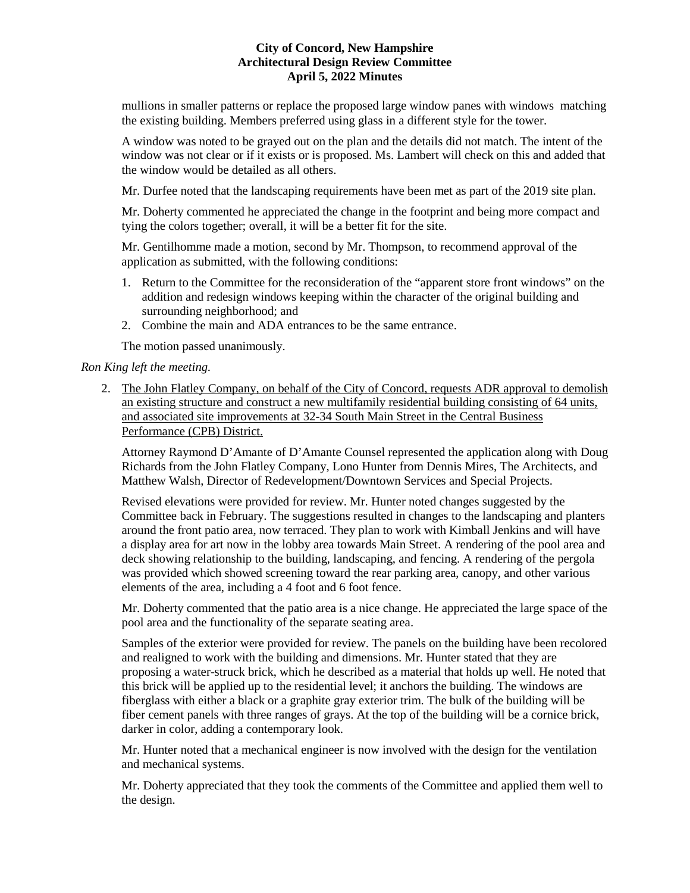mullions in smaller patterns or replace the proposed large window panes with windows matching the existing building. Members preferred using glass in a different style for the tower.

A window was noted to be grayed out on the plan and the details did not match. The intent of the window was not clear or if it exists or is proposed. Ms. Lambert will check on this and added that the window would be detailed as all others.

Mr. Durfee noted that the landscaping requirements have been met as part of the 2019 site plan.

Mr. Doherty commented he appreciated the change in the footprint and being more compact and tying the colors together; overall, it will be a better fit for the site.

Mr. Gentilhomme made a motion, second by Mr. Thompson, to recommend approval of the application as submitted, with the following conditions:

1. Return to the Committee for the reconsideration of the "apparent store front windows" on the addition and redesign windows keeping within the character of the original building and surrounding neighborhood; and
2. Combine the main and ADA entrances to be the same entrance.

The motion passed unanimously.

*Ron King left the meeting.*

2. The John Flatley Company, on behalf of the City of Concord, requests ADR approval to demolish an existing structure and construct a new multifamily residential building consisting of 64 units, and associated site improvements at 32-34 South Main Street in the Central Business Performance (CPB) District.

   Attorney Raymond D'Amante of D'Amante Counsel represented the application along with Doug Richards from the John Flatley Company, Lono Hunter from Dennis Mires, The Architects, and Matthew Walsh, Director of Redevelopment/Downtown Services and Special Projects.

   Revised elevations were provided for review. Mr. Hunter noted changes suggested by the Committee back in February. The suggestions resulted in changes to the landscaping and planters around the front patio area, now terraced. They plan to work with Kimball Jenkins and will have a display area for art now in the lobby area towards Main Street. A rendering of the pool area and deck showing relationship to the building, landscaping, and fencing. A rendering of the pergola was provided which showed screening toward the rear parking area, canopy, and other various elements of the area, including a 4 foot and 6 foot fence.

   Mr. Doherty commented that the patio area is a nice change. He appreciated the large space of the pool area and the functionality of the separate seating area.

   Samples of the exterior were provided for review. The panels on the building have been recolored and realigned to work with the building and dimensions. Mr. Hunter stated that they are proposing a water-struck brick, which he described as a material that holds up well. He noted that this brick will be applied up to the residential level; it anchors the building. The windows are fiberglass with either a black or a graphite gray exterior trim. The bulk of the building will be fiber cement panels with three ranges of grays. At the top of the building will be a cornice brick, darker in color, adding a contemporary look.

   Mr. Hunter noted that a mechanical engineer is now involved with the design for the ventilation and mechanical systems.

   Mr. Doherty appreciated that they took the comments of the Committee and applied them well to the design.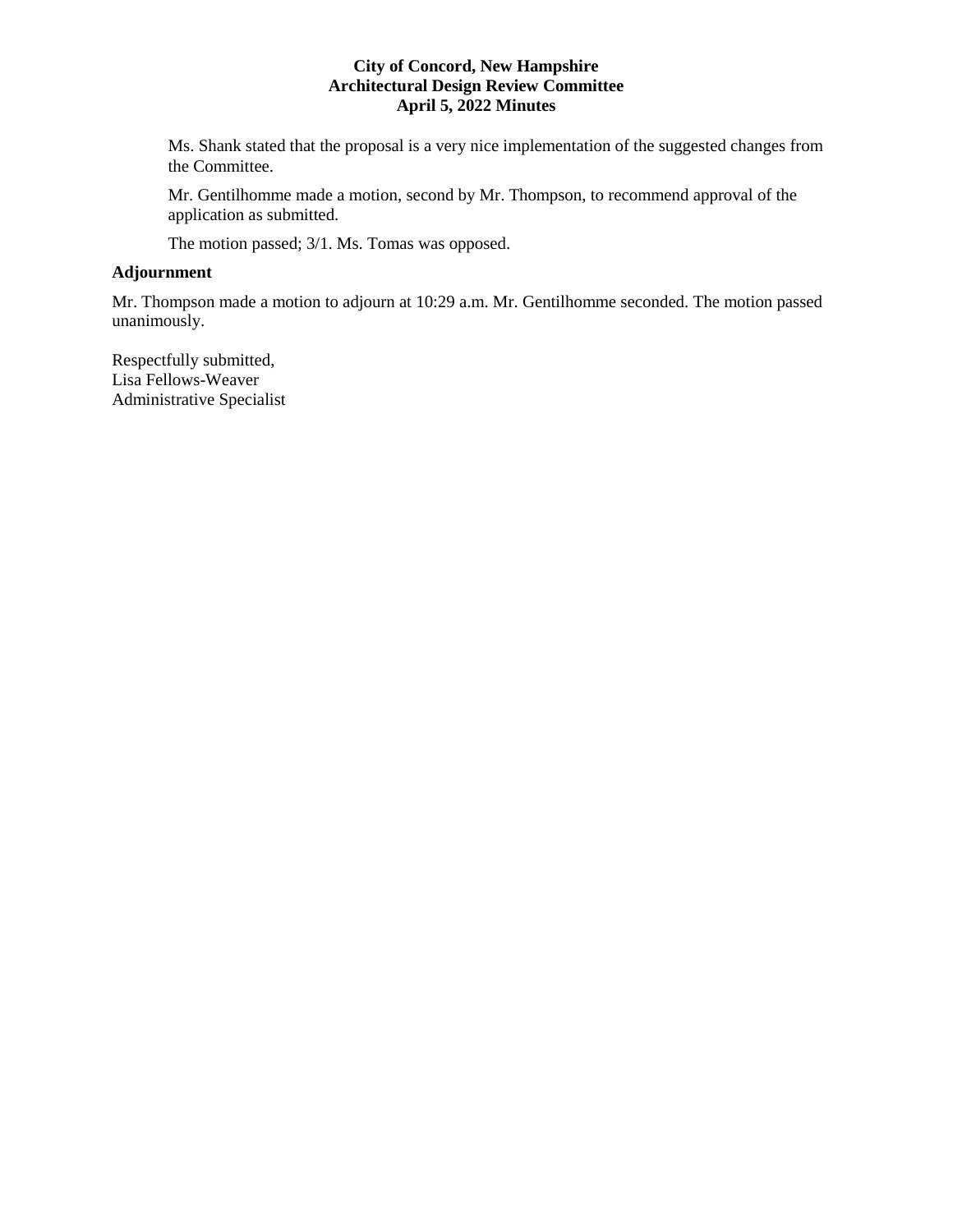Ms. Shank stated that the proposal is a very nice implementation of the suggested changes from the Committee.

Mr. Gentilhomme made a motion, second by Mr. Thompson, to recommend approval of the application as submitted.

The motion passed; 3/1. Ms. Tomas was opposed.

**Adjournment**

Mr. Thompson made a motion to adjourn at 10:29 a.m. Mr. Gentilhomme seconded. The motion passed unanimously.

Respectfully submitted,
Lisa Fellows-Weaver
Administrative Specialist